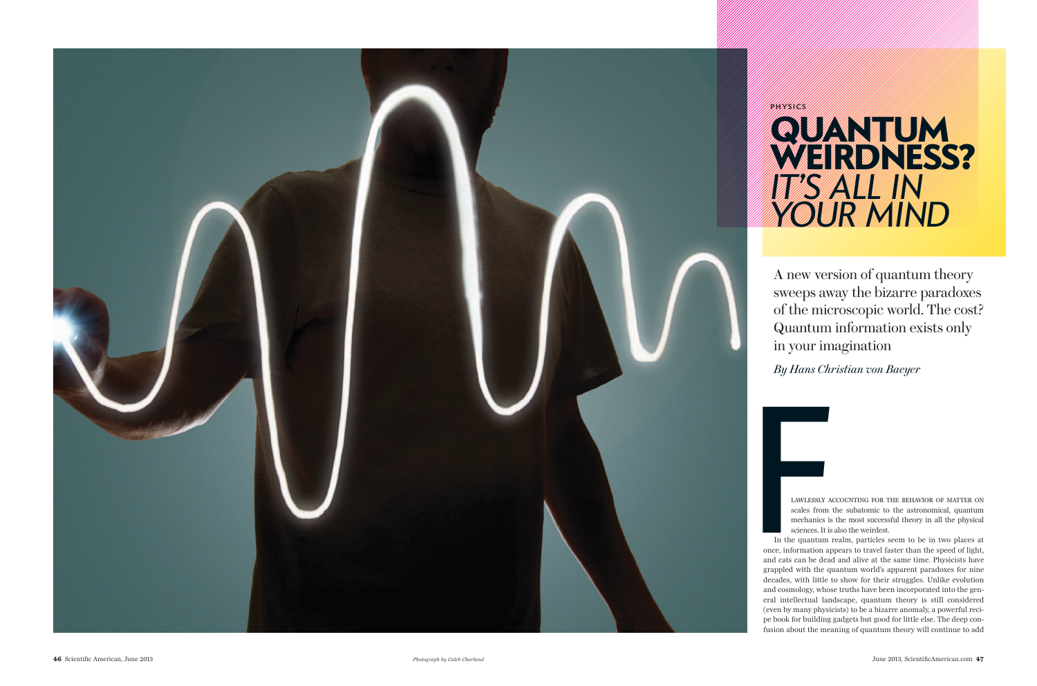PHYSICS

# QUANTUM WEIRDNESS? *IT'S ALL IN YOUR MIND*

A new version of quantum theory sweeps away the bizarre paradoxes of the microscopic world. The cost? Quantum information exists only in your imagination

*By Hans Christian von Baeyer*

Photograph by Caleb Charland

FLAWLESSLY ACCOUNTING FOR THE BEHAVIOR OF MATTER ON scales from the subatomic to the astronomical, quantum mechanics is the most successful theory in all the physical sciences. It is also the weirdest.

In the quantum realm, particles seem to be in two places at once, information appears to travel faster than the speed of light, and cats can be dead and alive at the same time. Physicists have grappled with the quantum world's apparent paradoxes for nine decades, with little to show for their struggles. Unlike evolution and cosmology, whose truths have been incorporated into the general intellectual landscape, quantum theory is still considered (even by many physicists) to be a bizarre anomaly, a powerful recipe book for building gadgets but good for little else. The deep confusion about the meaning of quantum theory will continue to add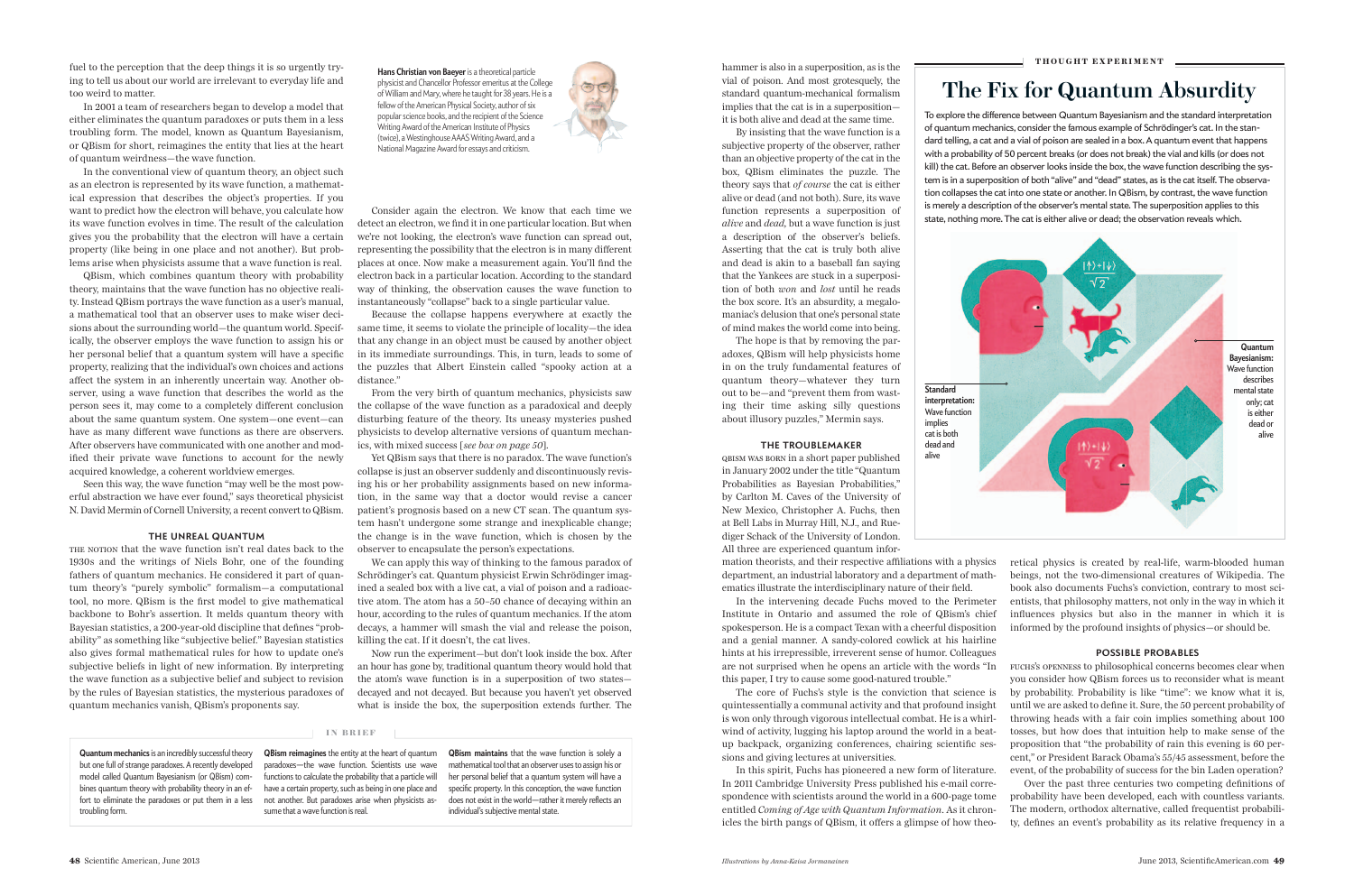fuel to the perception that the deep things it is so urgently trying to tell us about our world are irrelevant to everyday life and too weird to matter.

In 2001 a team of researchers began to develop a model that either eliminates the quantum paradoxes or puts them in a less troubling form. The model, known as Quantum Bayesianism, or QBism for short, reimagines the entity that lies at the heart of quantum weirdness—the wave function.

In the conventional view of quantum theory, an object such as an electron is represented by its wave function, a mathematical expression that describes the object's properties. If you want to predict how the electron will behave, you calculate how its wave function evolves in time. The result of the calculation gives you the probability that the electron will have a certain property (like being in one place and not another). But problems arise when physicists assume that a wave function is real.

QBism, which combines quantum theory with probability theory, maintains that the wave function has no objective reality. Instead QBism portrays the wave function as a user's manual, a mathematical tool that an observer uses to make wiser decisions about the surrounding world—the quantum world. Specifically, the observer employs the wave function to assign his or her personal belief that a quantum system will have a specific property, realizing that the individual's own choices and actions affect the system in an inherently uncertain way. Another observer, using a wave function that describes the world as the person sees it, may come to a completely different conclusion about the same quantum system. One system—one event—can have as many different wave functions as there are observers. After observers have communicated with one another and modified their private wave functions to account for the newly acquired knowledge, a coherent worldview emerges.

Seen this way, the wave function "may well be the most powerful abstraction we have ever found," says theoretical physicist N. David Mermin of Cornell University, a recent convert to QBism.

### THE UNREAL QUANTUM

The notion that the wave function isn't real dates back to the 1930s and the writings of Niels Bohr, one of the founding fathers of quantum mechanics. He considered it part of quantum theory's "purely symbolic" formalism—a computational tool, no more. QBism is the first model to give mathematical backbone to Bohr's assertion. It melds quantum theory with Bayesian statistics, a 200-year-old discipline that defines "probability" as something like "subjective belief." Bayesian statistics also gives formal mathematical rules for how to update one's subjective beliefs in light of new information. By interpreting the wave function as a subjective belief and subject to revision by the rules of Bayesian statistics, the mysterious paradoxes of quantum mechanics vanish, QBism's proponents say.

**Hans Christian von Baeyer** is a theoretical particle physicist and Chancellor Professor emeritus at the College of William and Mary, where he taught for 38 years. He is a fellow of the American Physical Society, author of six popular science books, and the recipient of the Science Writing Award of the American Institute of Physics (twice), a Westinghouse AAAS Writing Award, and a National Magazine Award for essays and criticism.

Consider again the electron. We know that each time we detect an electron, we find it in one particular location. But when we're not looking, the electron's wave function can spread out, representing the possibility that the electron is in many different places at once. Now make a measurement again. You'll find the electron back in a particular location. According to the standard way of thinking, the observation causes the wave function to instantaneously "collapse" back to a single particular value.

Because the collapse happens everywhere at exactly the same time, it seems to violate the principle of locality—the idea that any change in an object must be caused by another object in its immediate surroundings. This, in turn, leads to some of the puzzles that Albert Einstein called "spooky action at a distance."

From the very birth of quantum mechanics, physicists saw the collapse of the wave function as a paradoxical and deeply disturbing feature of the theory. Its uneasy mysteries pushed physicists to develop alternative versions of quantum mechanics, with mixed success [*see box on page 50*].

Yet QBism says that there is no paradox. The wave function's collapse is just an observer suddenly and discontinuously revising his or her probability assignments based on new information, in the same way that a doctor would revise a cancer patient's prognosis based on a new CT scan. The quantum system hasn't undergone some strange and inexplicable change; the change is in the wave function, which is chosen by the observer to encapsulate the person's expectations.

We can apply this way of thinking to the famous paradox of Schrödinger's cat. Quantum physicist Erwin Schrödinger imagined a sealed box with a live cat, a vial of poison and a radioactive atom. The atom has a 50–50 chance of decaying within an hour, according to the rules of quantum mechanics. If the atom decays, a hammer will smash the vial and release the poison, killing the cat. If it doesn't, the cat lives.

Now run the experiment—but don't look inside the box. After an hour has gone by, traditional quantum theory would hold that the atom's wave function is in a superposition of two states—decayed and not decayed. But because you haven't yet observed what is inside the box, the superposition extends further. The hammer is also in a superposition, as is the vial of poison. And most grotesquely, the standard quantum-mechanical formalism implies that the cat is in a superposition—it is both alive and dead at the same time.

By insisting that the wave function is a subjective property of the observer, rather than an objective property of the cat in the box, QBism eliminates the puzzle. The theory says that *of course* the cat is either alive or dead (and not both). Sure, its wave function represents a superposition of *alive* and *dead*, but a wave function is just a description of the observer's beliefs. Asserting that the cat is truly both alive and dead is akin to a baseball fan saying that the Yankees are stuck in a superposition of both *won* and *lost* until he reads the box score. It's an absurdity, a megalomaniac's delusion that one's personal state of mind makes the world come into being.

The hope is that by removing the paradoxes, QBism will help physicists home in on the truly fundamental features of quantum theory—whatever they turn out to be—and "prevent them from wasting their time asking silly questions about illusory puzzles," Mermin says.

### THE TROUBLEMAKER

QBism was born in a short paper published in January 2002 under the title "Quantum Probabilities as Bayesian Probabilities," by Carlton M. Caves of the University of New Mexico, Christopher A. Fuchs, then at Bell Labs in Murray Hill, N.J., and Ruediger Schack of the University of London. All three are experienced quantum information theorists, and their respective affiliations with a physics department, an industrial laboratory and a department of mathematics illustrate the interdisciplinary nature of their field.

In the intervening decade Fuchs moved to the Perimeter Institute in Ontario and assumed the role of QBism's chief spokesperson. He is a compact Texan with a cheerful disposition and a genial manner. A sandy-colored cowlick at his hairline hints at his irrepressible, irreverent sense of humor. Colleagues are not surprised when he opens an article with the words "In this paper, I try to cause some good-natured trouble."

The core of Fuchs's style is the conviction that science is quintessentially a communal activity and that profound insight is won only through vigorous intellectual combat. He is a whirlwind of activity, lugging his laptop around the world in a beat-up backpack, organizing conferences, chairing scientific sessions and giving lectures at universities.

In this spirit, Fuchs has pioneered a new form of literature. In 2011 Cambridge University Press published his e-mail correspondence with scientists around the world in a 600-page tome entitled *Coming of Age with Quantum Information*. As it chronicles the birth pangs of QBism, it offers a glimpse of how theoretical physics is created by real-life, warm-blooded human beings, not the two-dimensional creatures of Wikipedia. The book also documents Fuchs's conviction, contrary to most scientists, that philosophy matters, not only in the way in which it influences physics but also in the manner in which it is informed by the profound insights of physics—or should be.

### POSSIBLE PROBABLES

Fuchs's openness to philosophical concerns becomes clear when you consider how QBism forces us to reconsider what is meant by probability. Probability is like "time": we know what it is, until we are asked to define it. Sure, the 50 percent probability of throwing heads with a fair coin implies something about 100 tosses, but how does that intuition help to make sense of the proposition that "the probability of rain this evening is 60 percent," or President Barack Obama's 55/45 assessment, before the event, of the probability of success for the bin Laden operation?

Over the past three centuries two competing definitions of probability have been developed, each with countless variants. The modern, orthodox alternative, called frequentist probability, defines an event's probability as its relative frequency in a

**IN BRIEF**

**Quantum mechanics** is an incredibly successful theory but one full of strange paradoxes. A recently developed model called Quantum Bayesianism (or QBism) combines quantum theory with probability theory in an effort to eliminate the paradoxes or put them in a less troubling form.

**QBism reimagines** the entity at the heart of quantum paradoxes—the wave function. Scientists use wave functions to calculate the probability that a particle will have a certain property, such as being in one place and not another. But paradoxes arise when physicists assume that a wave function is real.

**QBism maintains** that the wave function is solely a mathematical tool that an observer uses to assign his or her personal belief that a quantum system will have a specific property. In this conception, the wave function does not exist in the world—rather it merely reflects an individual's subjective mental state.

**THOUGHT EXPERIMENT**

## The Fix for Quantum Absurdity

To explore the difference between Quantum Bayesianism and the standard interpretation of quantum mechanics, consider the famous example of Schrödinger's cat. In the standard telling, a cat and a vial of poison are sealed in a box. A quantum event that happens with a probability of 50 percent breaks (or does not break) the vial and kills (or does not kill) the cat. Before an observer looks inside the box, the wave function describing the system is in a superposition of both "alive" and "dead" states, as is the cat itself. The observation collapses the cat into one state or another. In QBism, by contrast, the wave function is merely a description of the observer's mental state. The superposition applies to this state, nothing more. The cat is either alive or dead; the observation reveals which.

$\frac{|\uparrow\rangle + |\downarrow\rangle}{\sqrt{2}}$

**Standard interpretation:** Wave function implies cat is both dead and alive

**Quantum Bayesianism:** Wave function describes mental state only; cat is either dead or alive

*Illustrations by Anna-Kaisa Jormanainen*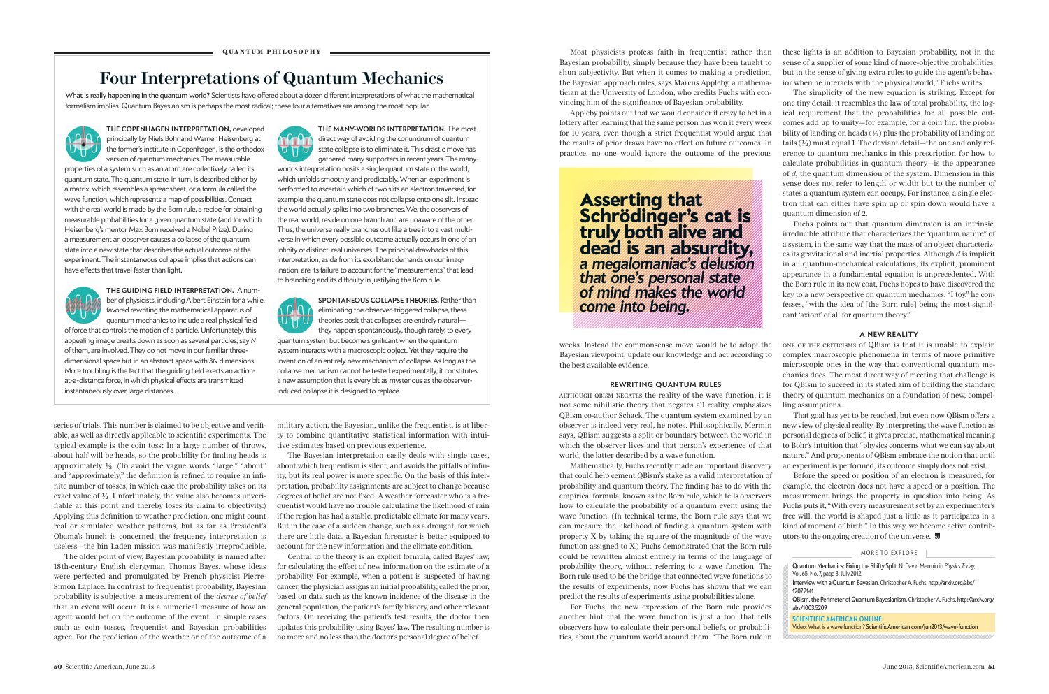# Four Interpretations of Quantum Mechanics

What is really happening in the quantum world? Scientists have offered about a dozen different interpretations of what the mathematical formalism implies. Quantum Bayesianism is perhaps the most radical; these four alternatives are among the most popular.

**THE COPENHAGEN INTERPRETATION,** developed principally by Niels Bohr and Werner Heisenberg at the former's institute in Copenhagen, is the orthodox version of quantum mechanics. The measurable properties of a system such as an atom are collectively called its quantum state. The quantum state, in turn, is described either by a matrix, which resembles a spreadsheet, or a formula called the wave function, which represents a map of possibilities. Contact with the real world is made by the Born rule, a recipe for obtaining measurable probabilities for a given quantum state (and for which Heisenberg's mentor Max Born received a Nobel Prize). During a measurement an observer causes a collapse of the quantum state into a new state that describes the actual outcome of the experiment. The instantaneous collapse implies that actions can have effects that travel faster than light.

**THE GUIDING FIELD INTERPRETATION.** A number of physicists, including Albert Einstein for a while, favored rewriting the mathematical apparatus of quantum mechanics to include a real physical field of force that controls the motion of a particle. Unfortunately, this appealing image breaks down as soon as several particles, say $N$ of them, are involved. They do not move in our familiar three-dimensional space but in an abstract space with $3N$ dimensions. More troubling is the fact that the guiding field exerts an action-at-a-distance force, in which physical effects are transmitted instantaneously over large distances.

**THE MANY-WORLDS INTERPRETATION.** The most direct way of avoiding the conundrum of quantum state collapse is to eliminate it. This drastic move has gathered many supporters in recent years. The many-worlds interpretation posits a single quantum state of the world, which unfolds smoothly and predictably. When an experiment is performed to ascertain which of two slits an electron traversed, for example, the quantum state does not collapse onto one slit. Instead the world actually splits into two branches. We, the observers of the real world, reside on one branch and are unaware of the other. Thus, the universe really branches out like a tree into a vast multiverse in which every possible outcome actually occurs in one of an infinity of distinct, real universes. The principal drawbacks of this interpretation, aside from its exorbitant demands on our imagination, are its failure to account for the "measurements" that lead to branching and its difficulty in justifying the Born rule.

**SPONTANEOUS COLLAPSE THEORIES.** Rather than eliminating the observer-triggered collapse, these theories posit that collapses are entirely natural—they happen spontaneously, though rarely, to every quantum system but become significant when the quantum system interacts with a macroscopic object. Yet they require the invention of an entirely new mechanism of collapse. As long as the collapse mechanism cannot be tested experimentally, it constitutes a new assumption that is every bit as mysterious as the observer-induced collapse it is designed to replace.

series of trials. This number is claimed to be objective and verifiable, as well as directly applicable to scientific experiments. The typical example is the coin toss: In a large number of throws, about half will be heads, so the probability for finding heads is approximately ½. (To avoid the vague words "large," "about" and "approximately," the definition is refined to require an infinite number of tosses, in which case the probability takes on its exact value of ½. Unfortunately, the value also becomes unverifiable at this point and thereby loses its claim to objectivity.) Applying this definition to weather prediction, one might count real or simulated weather patterns, but as far as President's Obama's hunch is concerned, the frequency interpretation is useless—the bin Laden mission was manifestly irreproducible.

The older point of view, Bayesian probability, is named after 18th-century English clergyman Thomas Bayes, whose ideas were perfected and promulgated by French physicist Pierre-Simon Laplace. In contrast to frequentist probability, Bayesian probability is subjective, a measurement of the *degree of belief* that an event will occur. It is a numerical measure of how an agent would bet on the outcome of the event. In simple cases such as coin tosses, frequentist and Bayesian probabilities agree. For the prediction of the weather or of the outcome of a military action, the Bayesian, unlike the frequentist, is at liberty to combine quantitative statistical information with intuitive estimates based on previous experience.

The Bayesian interpretation easily deals with single cases, about which frequentism is silent, and avoids the pitfalls of infinity, but its real power is more specific. On the basis of this interpretation, probability assignments are subject to change because degrees of belief are not fixed. A weather forecaster who is a frequentist would have no trouble calculating the likelihood of rain if the region has had a stable, predictable climate for many years. But in the case of a sudden change, such as a drought, for which there are little data, a Bayesian forecaster is better equipped to account for the new information and the climate condition.

Central to the theory is an explicit formula, called Bayes' law, for calculating the effect of new information on the estimate of a probability. For example, when a patient is suspected of having cancer, the physician assigns an initial probability, called the prior, based on data such as the known incidence of the disease in the general population, the patient's family history, and other relevant factors. On receiving the patient's test results, the doctor then updates this probability using Bayes' law. The resulting number is no more and no less than the doctor's personal degree of belief.

Most physicists profess faith in frequentist rather than Bayesian probability, simply because they have been taught to shun subjectivity. But when it comes to making a prediction, the Bayesian approach rules, says Marcus Appleby, a mathematician at the University of London, who credits Fuchs with convincing him of the significance of Bayesian probability.

Appleby points out that we would consider it crazy to bet in a lottery after learning that the same person has won it every week for 10 years, even though a strict frequentist would argue that the results of prior draws have no effect on future outcomes. In practice, no one would ignore the outcome of the previous weeks. Instead the commonsense move would be to adopt the Bayesian viewpoint, update our knowledge and act according to the best available evidence.

**Asserting that Schrödinger's cat is truly both alive and dead is an absurdity,** ***a megalomaniac's delusion that one's personal state of mind makes the world come into being.***

## REWRITING QUANTUM RULES

ALTHOUGH QBISM NEGATES the reality of the wave function, it is not some nihilistic theory that negates all reality, emphasizes QBism co-author Schack. The quantum system examined by an observer is indeed very real, he notes. Philosophically, Mermin says, QBism suggests a split or boundary between the world in which the observer lives and that person's experience of that world, the latter described by a wave function.

Mathematically, Fuchs recently made an important discovery that could help cement QBism's stake as a valid interpretation of probability and quantum theory. The finding has to do with the empirical formula, known as the Born rule, which tells observers how to calculate the probability of a quantum event using the wave function. (In technical terms, the Born rule says that we can measure the likelihood of finding a quantum system with property X by taking the square of the magnitude of the wave function assigned to X.) Fuchs demonstrated that the Born rule could be rewritten almost entirely in terms of the language of probability theory, without referring to a wave function. The Born rule used to be the bridge that connected wave functions to the results of experiments; now Fuchs has shown that we can predict the results of experiments using probabilities alone.

For Fuchs, the new expression of the Born rule provides another hint that the wave function is just a tool that tells observers how to calculate their personal beliefs, or probabilities, about the quantum world around them. "The Born rule in these lights is an addition to Bayesian probability, not in the sense of a supplier of some kind of more-objective probabilities, but in the sense of giving extra rules to guide the agent's behavior when he interacts with the physical world," Fuchs writes.

The simplicity of the new equation is striking. Except for one tiny detail, it resembles the law of total probability, the logical requirement that the probabilities for all possible outcomes add up to unity—for example, for a coin flip, the probability of landing on heads (½) plus the probability of landing on tails (½) must equal 1. The deviant detail—the one and only reference to quantum mechanics in this prescription for how to calculate probabilities in quantum theory—is the appearance of $d$, the quantum dimension of the system. Dimension in this sense does not refer to length or width but to the number of states a quantum system can occupy. For instance, a single electron that can either have spin up or spin down would have a quantum dimension of 2.

Fuchs points out that quantum dimension is an intrinsic, irreducible attribute that characterizes the "quantum nature" of a system, in the same way that the mass of an object characterizes its gravitational and inertial properties. Although $d$ is implicit in all quantum-mechanical calculations, its explicit, prominent appearance in a fundamental equation is unprecedented. With the Born rule in its new coat, Fuchs hopes to have discovered the key to a new perspective on quantum mechanics. "I toy," he confesses, "with the idea of [the Born rule] being the most significant 'axiom' of all for quantum theory."

## A NEW REALITY

ONE OF THE CRITICISMS of QBism is that it is unable to explain complex macroscopic phenomena in terms of more primitive microscopic ones in the way that conventional quantum mechanics does. The most direct way of meeting that challenge is for QBism to succeed in its stated aim of building the standard theory of quantum mechanics on a foundation of new, compelling assumptions.

That goal has yet to be reached, but even now QBism offers a new view of physical reality. By interpreting the wave function as personal degrees of belief, it gives precise, mathematical meaning to Bohr's intuition that "physics concerns what we can say about nature." And proponents of QBism embrace the notion that until an experiment is performed, its outcome simply does not exist.

Before the speed or position of an electron is measured, for example, the electron does not have a speed or a position. The measurement brings the property in question into being. As Fuchs puts it, "With every measurement set by an experimenter's free will, the world is shaped just a little as it participates in a kind of moment of birth." In this way, we become active contributors to the ongoing creation of the universe.

### MORE TO EXPLORE

Quantum Mechanics: Fixing the Shifty Split. N. David Mermin in *Physics Today*, Vol. 65, No. 7, page 8; July 2012.

Interview with a Quantum Bayesian. Christopher A. Fuchs. http://arxiv.org/abs/1207.2141

QBism, the Perimeter of Quantum Bayesianism. Christopher A. Fuchs. http://arxiv.org/abs/1003.5209

**SCIENTIFIC AMERICAN ONLINE**
Video: What is a wave function? ScientificAmerican.com/jun2013/wave-function